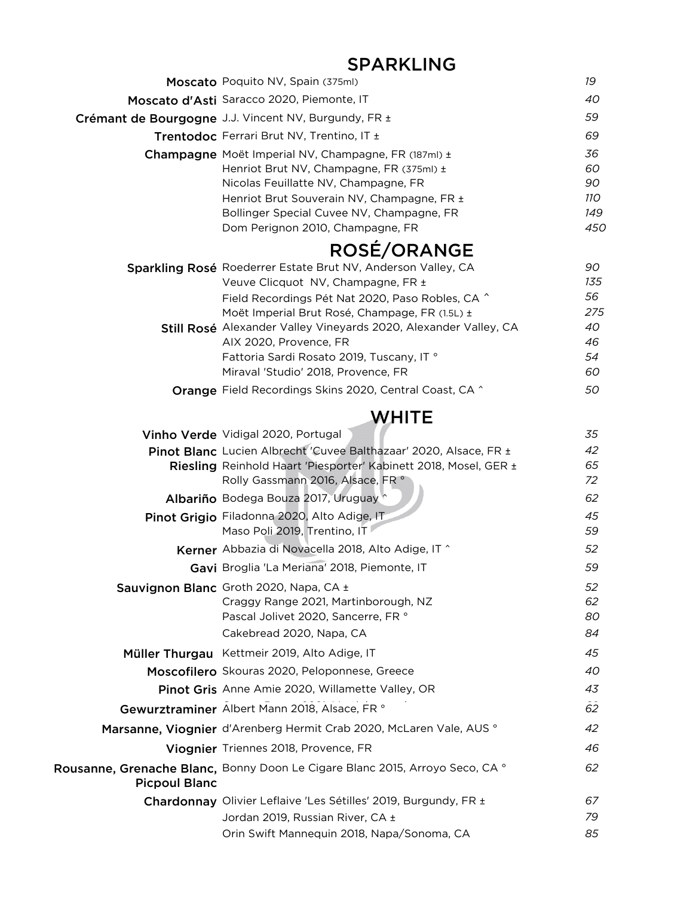## SPARKLING

| | | |
|---|---|---|
| **Moscato** | Poquito NV, Spain (375ml) | *19* |
| **Moscato d'Asti** | Saracco 2020, Piemonte, IT | *40* |
| **Crémant de Bourgogne** | J.J. Vincent NV, Burgundy, FR ± | *59* |
| **Trentodoc** | Ferrari Brut NV, Trentino, IT ± | *69* |
| **Champagne** | Moët Imperial NV, Champagne, FR (187ml) ± | *36* |
| | Henriot Brut NV, Champagne, FR (375ml) ± | *60* |
| | Nicolas Feuillatte NV, Champagne, FR | *90* |
| | Henriot Brut Souverain NV, Champagne, FR ± | *110* |
| | Bollinger Special Cuvee NV, Champagne, FR | *149* |
| | Dom Perignon 2010, Champagne, FR | *450* |

## ROSÉ/ORANGE

| | | |
|---|---|---|
| **Sparkling Rosé** | Roederrer Estate Brut NV, Anderson Valley, CA | *90* |
| | Veuve Clicquot NV, Champagne, FR ± | *135* |
| | Field Recordings Pét Nat 2020, Paso Robles, CA ^ | *56* |
| | Moët Imperial Brut Rosé, Champage, FR (1.5L) ± | *275* |
| **Still Rosé** | Alexander Valley Vineyards 2020, Alexander Valley, CA | *40* |
| | AIX 2020, Provence, FR | *46* |
| | Fattoria Sardi Rosato 2019, Tuscany, IT ° | *54* |
| | Miraval 'Studio' 2018, Provence, FR | *60* |
| **Orange** | Field Recordings Skins 2020, Central Coast, CA ^ | *50* |

## WHITE

| | | |
|---|---|---|
| **Vinho Verde** | Vidigal 2020, Portugal | *35* |
| **Pinot Blanc** | Lucien Albrecht 'Cuvee Balthazaar' 2020, Alsace, FR ± | *42* |
| **Riesling** | Reinhold Haart 'Piesporter' Kabinett 2018, Mosel, GER ± | *65* |
| | Rolly Gassmann 2016, Alsace, FR ° | *72* |
| **Albariño** | Bodega Bouza 2017, Uruguay ^ | *62* |
| **Pinot Grigio** | Filadonna 2020, Alto Adige, IT | *45* |
| | Maso Poli 2019, Trentino, IT | *59* |
| **Kerner** | Abbazia di Novacella 2018, Alto Adige, IT ^ | *52* |
| **Gavi** | Broglia 'La Meriana' 2018, Piemonte, IT | *59* |
| **Sauvignon Blanc** | Groth 2020, Napa, CA ± | *52* |
| | Craggy Range 2021, Martinborough, NZ | *62* |
| | Pascal Jolivet 2020, Sancerre, FR ° | *80* |
| | Cakebread 2020, Napa, CA | *84* |
| **Müller Thurgau** | Kettmeir 2019, Alto Adige, IT | *45* |
| **Moscofilero** | Skouras 2020, Peloponnese, Greece | *40* |
| **Pinot Gris** | Anne Amie 2020, Willamette Valley, OR | *43* |
| **Gewurztraminer** | Albert Mann 2018, Alsace, FR ° | *62* |
| **Marsanne, Viognier** | d'Arenberg Hermit Crab 2020, McLaren Vale, AUS ° | *42* |
| **Viognier** | Triennes 2018, Provence, FR | *46* |
| **Rousanne, Grenache Blanc, Picpoul Blanc** | Bonny Doon Le Cigare Blanc 2015, Arroyo Seco, CA ° | *62* |
| **Chardonnay** | Olivier Leflaive 'Les Sétilles' 2019, Burgundy, FR ± | *67* |
| | Jordan 2019, Russian River, CA ± | *79* |
| | Orin Swift Mannequin 2018, Napa/Sonoma, CA | *85* |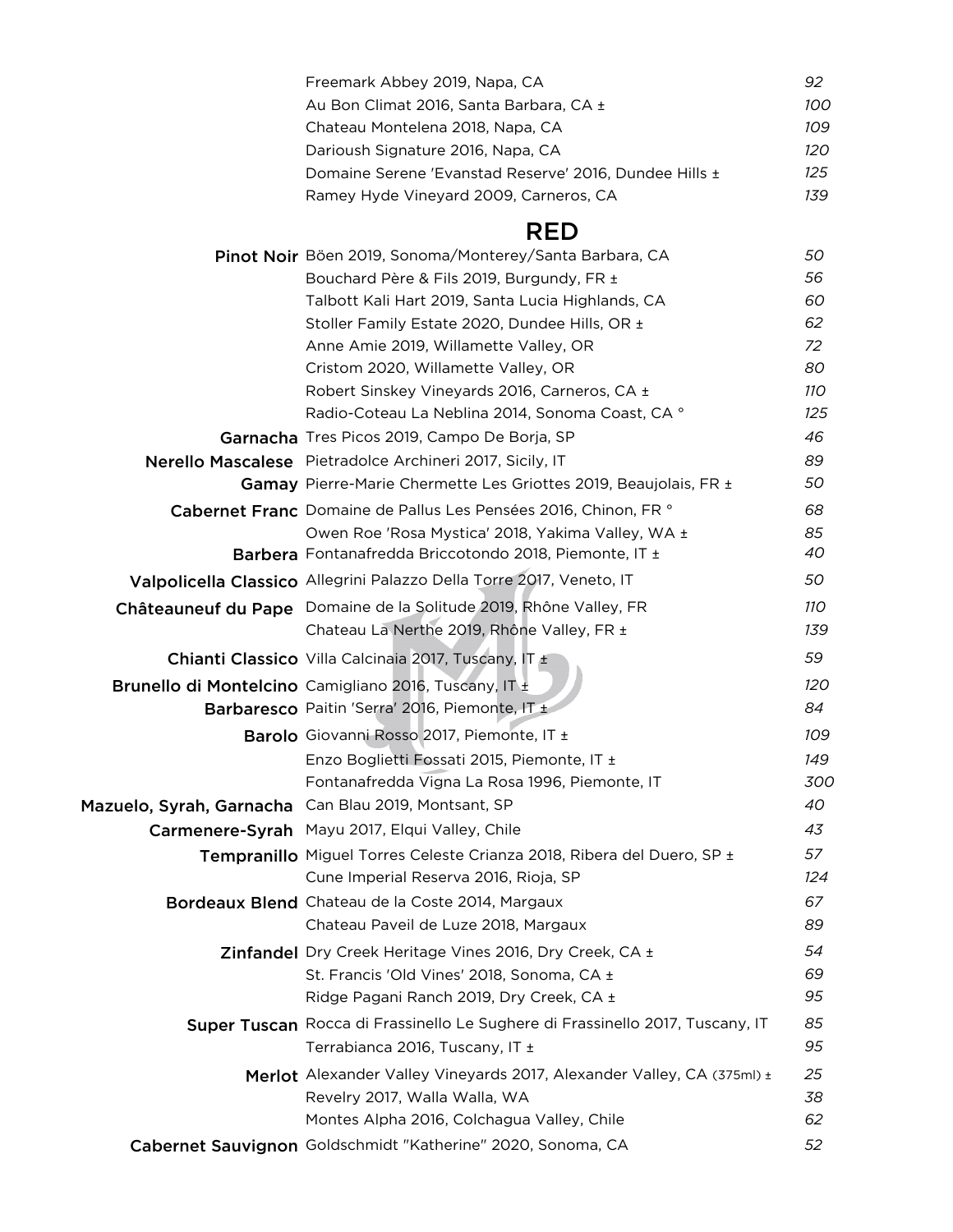| | | |
|---|---|---|
| | Freemark Abbey 2019, Napa, CA | 92 |
| | Au Bon Climat 2016, Santa Barbara, CA ± | 100 |
| | Chateau Montelena 2018, Napa, CA | 109 |
| | Darioush Signature 2016, Napa, CA | 120 |
| | Domaine Serene 'Evanstad Reserve' 2016, Dundee Hills ± | 125 |
| | Ramey Hyde Vineyard 2009, Carneros, CA | 139 |

## RED

| | | |
|---|---|---|
| **Pinot Noir** | Böen 2019, Sonoma/Monterey/Santa Barbara, CA | 50 |
| | Bouchard Père & Fils 2019, Burgundy, FR ± | 56 |
| | Talbott Kali Hart 2019, Santa Lucia Highlands, CA | 60 |
| | Stoller Family Estate 2020, Dundee Hills, OR ± | 62 |
| | Anne Amie 2019, Willamette Valley, OR | 72 |
| | Cristom 2020, Willamette Valley, OR | 80 |
| | Robert Sinskey Vineyards 2016, Carneros, CA ± | 110 |
| | Radio-Coteau La Neblina 2014, Sonoma Coast, CA ° | 125 |
| **Garnacha** | Tres Picos 2019, Campo De Borja, SP | 46 |
| **Nerello Mascalese** | Pietradolce Archineri 2017, Sicily, IT | 89 |
| **Gamay** | Pierre-Marie Chermette Les Griottes 2019, Beaujolais, FR ± | 50 |
| **Cabernet Franc** | Domaine de Pallus Les Pensées 2016, Chinon, FR ° | 68 |
| | Owen Roe 'Rosa Mystica' 2018, Yakima Valley, WA ± | 85 |
| **Barbera** | Fontanafredda Briccotondo 2018, Piemonte, IT ± | 40 |
| **Valpolicella Classico** | Allegrini Palazzo Della Torre 2017, Veneto, IT | 50 |
| **Châteauneuf du Pape** | Domaine de la Solitude 2019, Rhône Valley, FR | 110 |
| | Chateau La Nerthe 2019, Rhône Valley, FR ± | 139 |
| **Chianti Classico** | Villa Calcinaia 2017, Tuscany, IT ± | 59 |
| **Brunello di Montelcino** | Camigliano 2016, Tuscany, IT ± | 120 |
| **Barbaresco** | Paitin 'Serra' 2016, Piemonte, IT ± | 84 |
| **Barolo** | Giovanni Rosso 2017, Piemonte, IT ± | 109 |
| | Enzo Boglietti Fossati 2015, Piemonte, IT ± | 149 |
| | Fontanafredda Vigna La Rosa 1996, Piemonte, IT | 300 |
| **Mazuelo, Syrah, Garnacha** | Can Blau 2019, Montsant, SP | 40 |
| **Carmenere-Syrah** | Mayu 2017, Elqui Valley, Chile | 43 |
| **Tempranillo** | Miguel Torres Celeste Crianza 2018, Ribera del Duero, SP ± | 57 |
| | Cune Imperial Reserva 2016, Rioja, SP | 124 |
| **Bordeaux Blend** | Chateau de la Coste 2014, Margaux | 67 |
| | Chateau Paveil de Luze 2018, Margaux | 89 |
| **Zinfandel** | Dry Creek Heritage Vines 2016, Dry Creek, CA ± | 54 |
| | St. Francis 'Old Vines' 2018, Sonoma, CA ± | 69 |
| | Ridge Pagani Ranch 2019, Dry Creek, CA ± | 95 |
| **Super Tuscan** | Rocca di Frassinello Le Sughere di Frassinello 2017, Tuscany, IT | 85 |
| | Terrabianca 2016, Tuscany, IT ± | 95 |
| **Merlot** | Alexander Valley Vineyards 2017, Alexander Valley, CA (375ml) ± | 25 |
| | Revelry 2017, Walla Walla, WA | 38 |
| | Montes Alpha 2016, Colchagua Valley, Chile | 62 |
| **Cabernet Sauvignon** | Goldschmidt "Katherine" 2020, Sonoma, CA | 52 |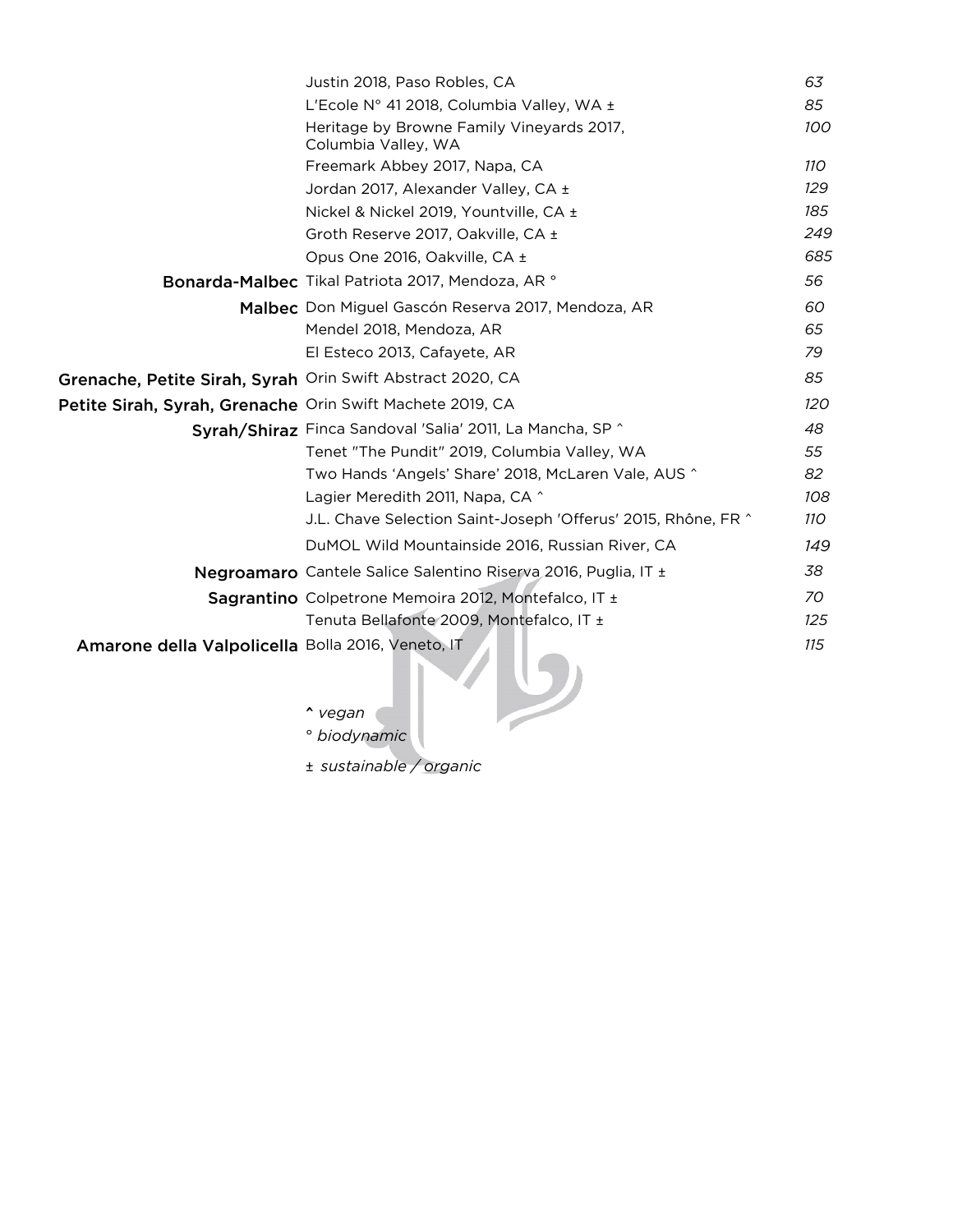| | | |
|---|---|---|
| | Justin 2018, Paso Robles, CA | *63* |
| | L'Ecole N° 41 2018, Columbia Valley, WA ± | *85* |
| | Heritage by Browne Family Vineyards 2017, Columbia Valley, WA | *100* |
| | Freemark Abbey 2017, Napa, CA | *110* |
| | Jordan 2017, Alexander Valley, CA ± | *129* |
| | Nickel & Nickel 2019, Yountville, CA ± | *185* |
| | Groth Reserve 2017, Oakville, CA ± | *249* |
| | Opus One 2016, Oakville, CA ± | *685* |
| **Bonarda-Malbec** | Tikal Patriota 2017, Mendoza, AR ° | *56* |
| **Malbec** | Don Miguel Gascón Reserva 2017, Mendoza, AR | *60* |
| | Mendel 2018, Mendoza, AR | *65* |
| | El Esteco 2013, Cafayete, AR | *79* |
| **Grenache, Petite Sirah, Syrah** | Orin Swift Abstract 2020, CA | *85* |
| **Petite Sirah, Syrah, Grenache** | Orin Swift Machete 2019, CA | *120* |
| **Syrah/Shiraz** | Finca Sandoval 'Salia' 2011, La Mancha, SP ^ | *48* |
| | Tenet "The Pundit" 2019, Columbia Valley, WA | *55* |
| | Two Hands 'Angels' Share' 2018, McLaren Vale, AUS ^ | *82* |
| | Lagier Meredith 2011, Napa, CA ^ | *108* |
| | J.L. Chave Selection Saint-Joseph 'Offerus' 2015, Rhône, FR ^ | *110* |
| | DuMOL Wild Mountainside 2016, Russian River, CA | *149* |
| **Negroamaro** | Cantele Salice Salentino Riserva 2016, Puglia, IT ± | *38* |
| **Sagrantino** | Colpetrone Memoira 2012, Montefalco, IT ± | *70* |
| | Tenuta Bellafonte 2009, Montefalco, IT ± | *125* |
| **Amarone della Valpolicella** | Bolla 2016, Veneto, IT | *115* |

^ *vegan*

° *biodynamic*

± *sustainable / organic*